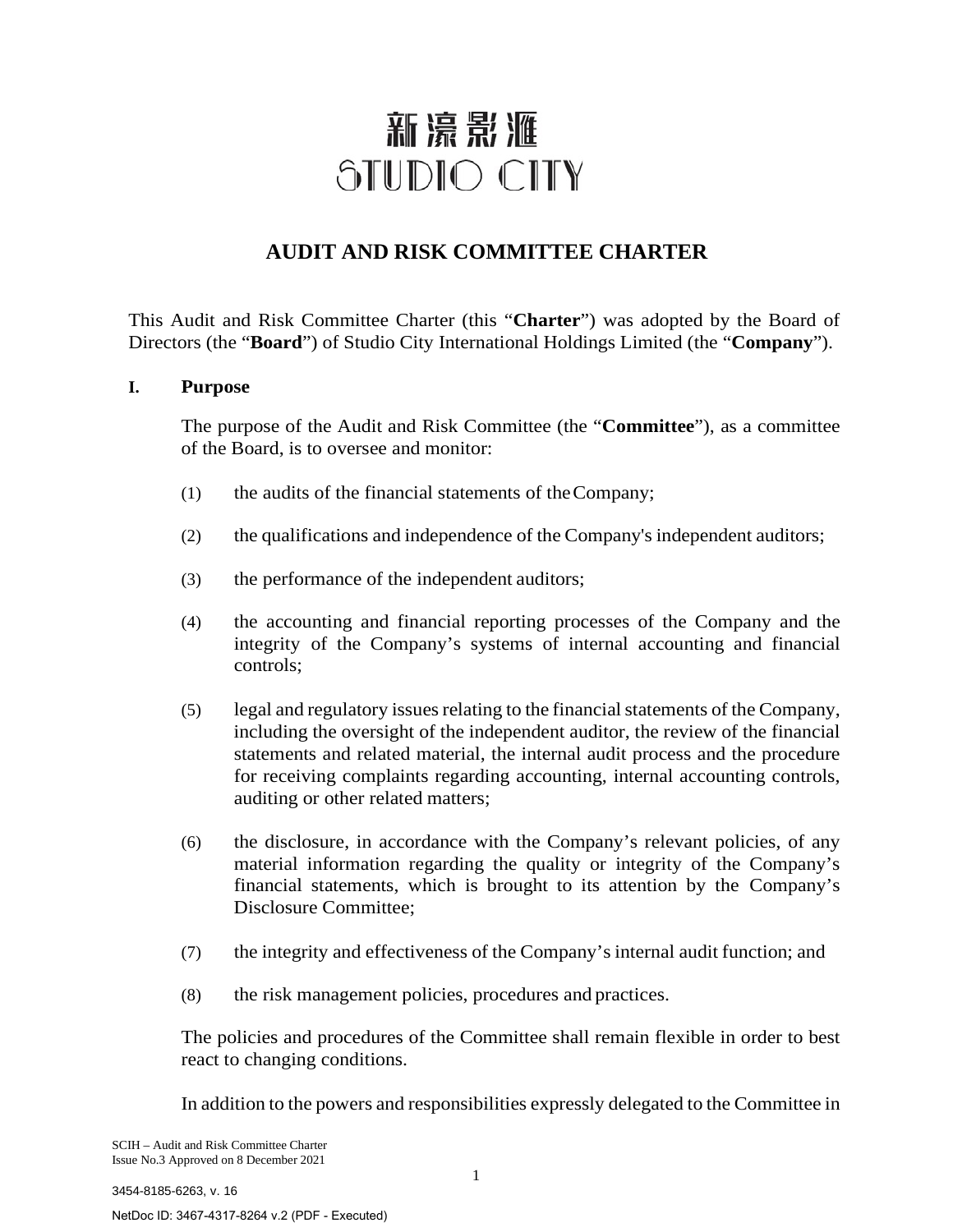新濠影滙
STUDIO CITY

# AUDIT AND RISK COMMITTEE CHARTER

This Audit and Risk Committee Charter (this "**Charter**") was adopted by the Board of Directors (the "**Board**") of Studio City International Holdings Limited (the "**Company**").

## I. Purpose

The purpose of the Audit and Risk Committee (the "**Committee**"), as a committee of the Board, is to oversee and monitor:

(1) the audits of the financial statements of the Company;

(2) the qualifications and independence of the Company's independent auditors;

(3) the performance of the independent auditors;

(4) the accounting and financial reporting processes of the Company and the integrity of the Company's systems of internal accounting and financial controls;

(5) legal and regulatory issues relating to the financial statements of the Company, including the oversight of the independent auditor, the review of the financial statements and related material, the internal audit process and the procedure for receiving complaints regarding accounting, internal accounting controls, auditing or other related matters;

(6) the disclosure, in accordance with the Company's relevant policies, of any material information regarding the quality or integrity of the Company's financial statements, which is brought to its attention by the Company's Disclosure Committee;

(7) the integrity and effectiveness of the Company's internal audit function; and

(8) the risk management policies, procedures and practices.

The policies and procedures of the Committee shall remain flexible in order to best react to changing conditions.

In addition to the powers and responsibilities expressly delegated to the Committee in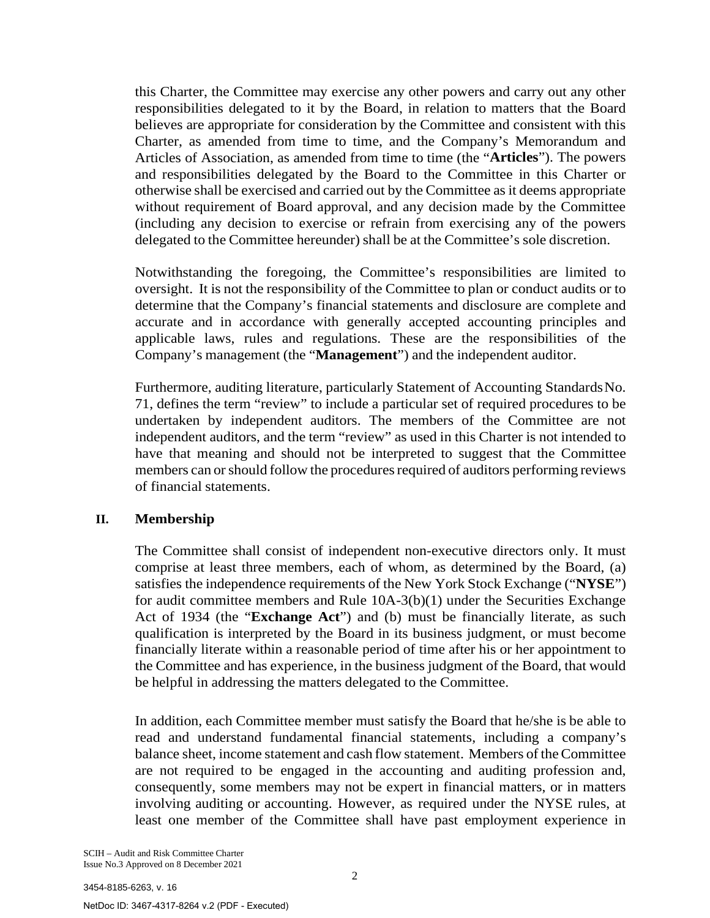this Charter, the Committee may exercise any other powers and carry out any other responsibilities delegated to it by the Board, in relation to matters that the Board believes are appropriate for consideration by the Committee and consistent with this Charter, as amended from time to time, and the Company's Memorandum and Articles of Association, as amended from time to time (the "**Articles**"). The powers and responsibilities delegated by the Board to the Committee in this Charter or otherwise shall be exercised and carried out by the Committee as it deems appropriate without requirement of Board approval, and any decision made by the Committee (including any decision to exercise or refrain from exercising any of the powers delegated to the Committee hereunder) shall be at the Committee's sole discretion.

Notwithstanding the foregoing, the Committee's responsibilities are limited to oversight. It is not the responsibility of the Committee to plan or conduct audits or to determine that the Company's financial statements and disclosure are complete and accurate and in accordance with generally accepted accounting principles and applicable laws, rules and regulations. These are the responsibilities of the Company's management (the "**Management**") and the independent auditor.

Furthermore, auditing literature, particularly Statement of Accounting Standards No. 71, defines the term "review" to include a particular set of required procedures to be undertaken by independent auditors. The members of the Committee are not independent auditors, and the term "review" as used in this Charter is not intended to have that meaning and should not be interpreted to suggest that the Committee members can or should follow the procedures required of auditors performing reviews of financial statements.

## II. Membership

The Committee shall consist of independent non-executive directors only. It must comprise at least three members, each of whom, as determined by the Board, (a) satisfies the independence requirements of the New York Stock Exchange ("**NYSE**") for audit committee members and Rule 10A-3(b)(1) under the Securities Exchange Act of 1934 (the "**Exchange Act**") and (b) must be financially literate, as such qualification is interpreted by the Board in its business judgment, or must become financially literate within a reasonable period of time after his or her appointment to the Committee and has experience, in the business judgment of the Board, that would be helpful in addressing the matters delegated to the Committee.

In addition, each Committee member must satisfy the Board that he/she is be able to read and understand fundamental financial statements, including a company's balance sheet, income statement and cash flow statement. Members of the Committee are not required to be engaged in the accounting and auditing profession and, consequently, some members may not be expert in financial matters, or in matters involving auditing or accounting. However, as required under the NYSE rules, at least one member of the Committee shall have past employment experience in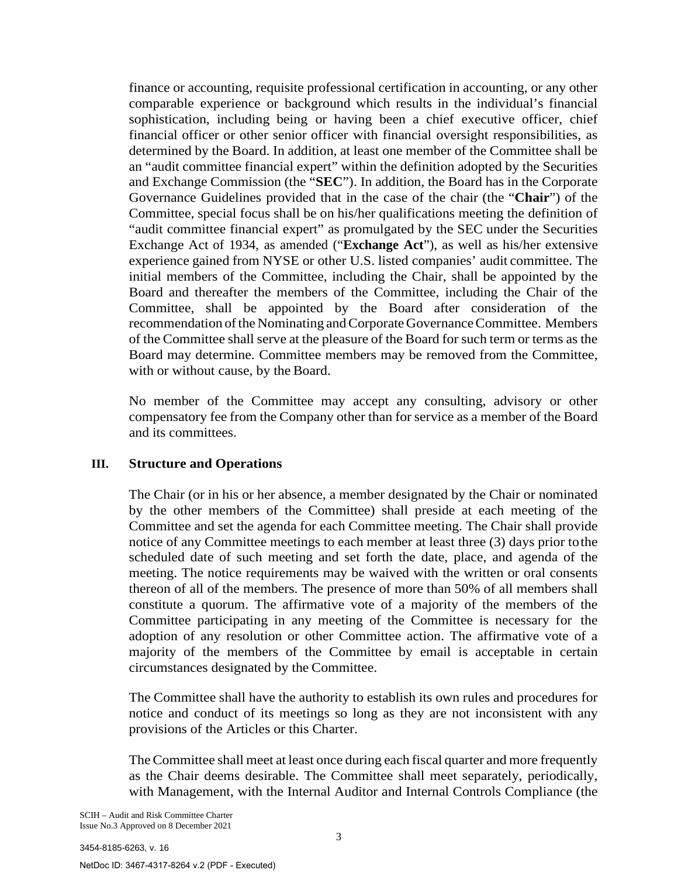finance or accounting, requisite professional certification in accounting, or any other comparable experience or background which results in the individual's financial sophistication, including being or having been a chief executive officer, chief financial officer or other senior officer with financial oversight responsibilities, as determined by the Board. In addition, at least one member of the Committee shall be an "audit committee financial expert" within the definition adopted by the Securities and Exchange Commission (the "**SEC**"). In addition, the Board has in the Corporate Governance Guidelines provided that in the case of the chair (the "**Chair**") of the Committee, special focus shall be on his/her qualifications meeting the definition of "audit committee financial expert" as promulgated by the SEC under the Securities Exchange Act of 1934, as amended ("**Exchange Act**"), as well as his/her extensive experience gained from NYSE or other U.S. listed companies' audit committee. The initial members of the Committee, including the Chair, shall be appointed by the Board and thereafter the members of the Committee, including the Chair of the Committee, shall be appointed by the Board after consideration of the recommendation of the Nominating and Corporate Governance Committee. Members of the Committee shall serve at the pleasure of the Board for such term or terms as the Board may determine. Committee members may be removed from the Committee, with or without cause, by the Board.

No member of the Committee may accept any consulting, advisory or other compensatory fee from the Company other than for service as a member of the Board and its committees.

## III. Structure and Operations

The Chair (or in his or her absence, a member designated by the Chair or nominated by the other members of the Committee) shall preside at each meeting of the Committee and set the agenda for each Committee meeting. The Chair shall provide notice of any Committee meetings to each member at least three (3) days prior to the scheduled date of such meeting and set forth the date, place, and agenda of the meeting. The notice requirements may be waived with the written or oral consents thereon of all of the members. The presence of more than 50% of all members shall constitute a quorum. The affirmative vote of a majority of the members of the Committee participating in any meeting of the Committee is necessary for the adoption of any resolution or other Committee action. The affirmative vote of a majority of the members of the Committee by email is acceptable in certain circumstances designated by the Committee.

The Committee shall have the authority to establish its own rules and procedures for notice and conduct of its meetings so long as they are not inconsistent with any provisions of the Articles or this Charter.

The Committee shall meet at least once during each fiscal quarter and more frequently as the Chair deems desirable. The Committee shall meet separately, periodically, with Management, with the Internal Auditor and Internal Controls Compliance (the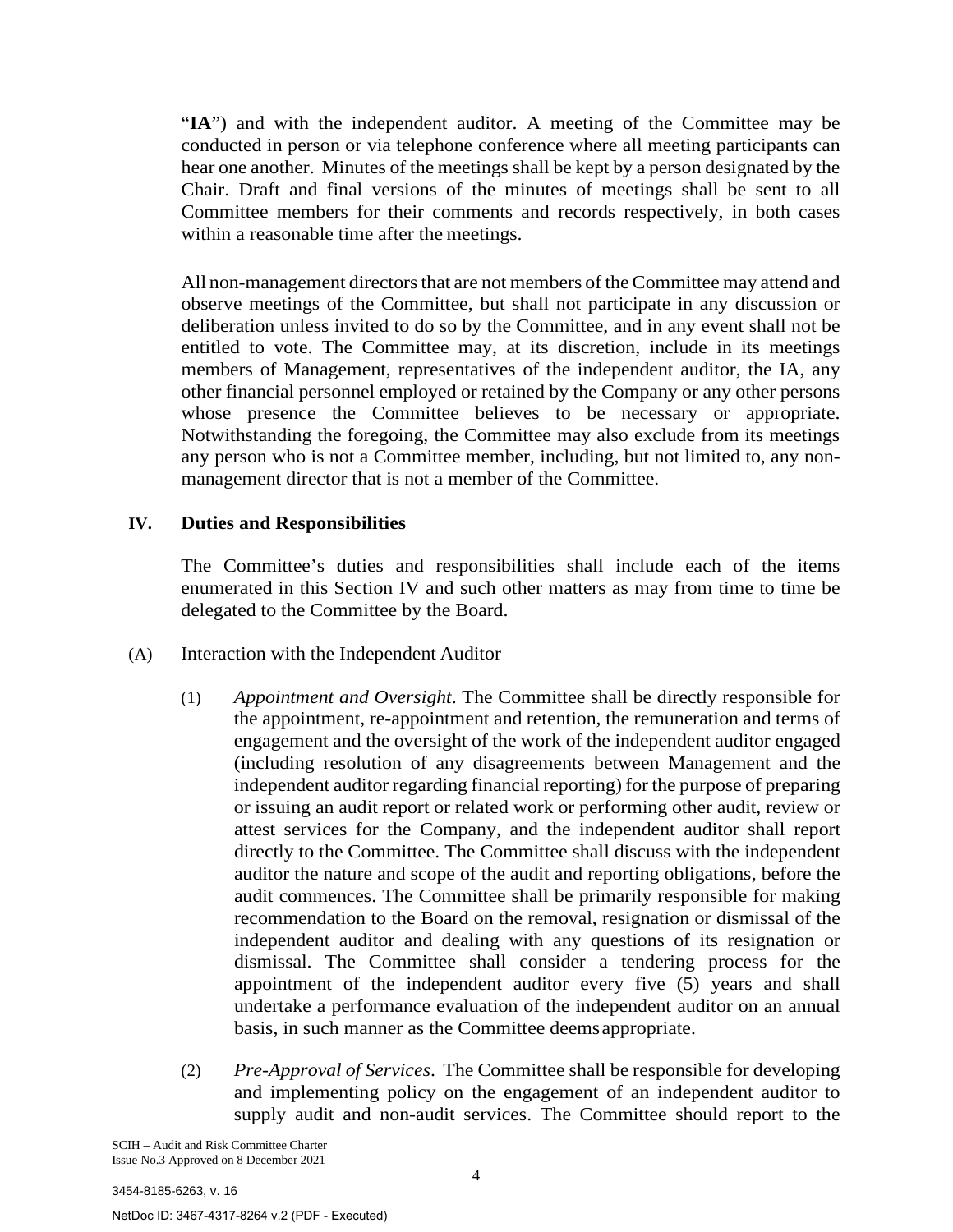"**IA**") and with the independent auditor. A meeting of the Committee may be conducted in person or via telephone conference where all meeting participants can hear one another. Minutes of the meetings shall be kept by a person designated by the Chair. Draft and final versions of the minutes of meetings shall be sent to all Committee members for their comments and records respectively, in both cases within a reasonable time after the meetings.

All non-management directors that are not members of the Committee may attend and observe meetings of the Committee, but shall not participate in any discussion or deliberation unless invited to do so by the Committee, and in any event shall not be entitled to vote. The Committee may, at its discretion, include in its meetings members of Management, representatives of the independent auditor, the IA, any other financial personnel employed or retained by the Company or any other persons whose presence the Committee believes to be necessary or appropriate. Notwithstanding the foregoing, the Committee may also exclude from its meetings any person who is not a Committee member, including, but not limited to, any non-management director that is not a member of the Committee.

## IV. Duties and Responsibilities

The Committee's duties and responsibilities shall include each of the items enumerated in this Section IV and such other matters as may from time to time be delegated to the Committee by the Board.

(A) Interaction with the Independent Auditor

(1) *Appointment and Oversight*. The Committee shall be directly responsible for the appointment, re-appointment and retention, the remuneration and terms of engagement and the oversight of the work of the independent auditor engaged (including resolution of any disagreements between Management and the independent auditor regarding financial reporting) for the purpose of preparing or issuing an audit report or related work or performing other audit, review or attest services for the Company, and the independent auditor shall report directly to the Committee. The Committee shall discuss with the independent auditor the nature and scope of the audit and reporting obligations, before the audit commences. The Committee shall be primarily responsible for making recommendation to the Board on the removal, resignation or dismissal of the independent auditor and dealing with any questions of its resignation or dismissal. The Committee shall consider a tendering process for the appointment of the independent auditor every five (5) years and shall undertake a performance evaluation of the independent auditor on an annual basis, in such manner as the Committee deems appropriate.

(2) *Pre-Approval of Services*. The Committee shall be responsible for developing and implementing policy on the engagement of an independent auditor to supply audit and non-audit services. The Committee should report to the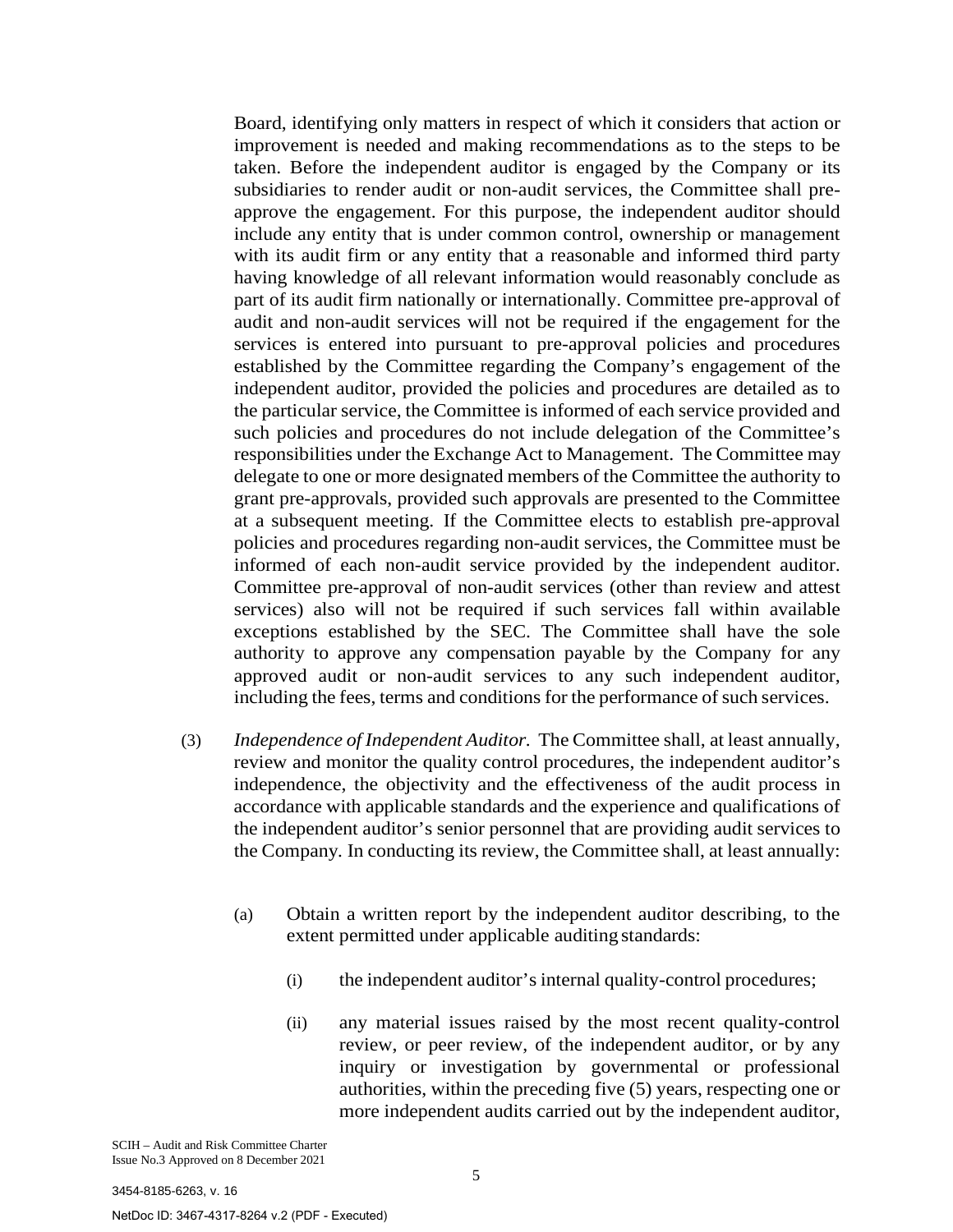Board, identifying only matters in respect of which it considers that action or improvement is needed and making recommendations as to the steps to be taken. Before the independent auditor is engaged by the Company or its subsidiaries to render audit or non-audit services, the Committee shall pre-approve the engagement. For this purpose, the independent auditor should include any entity that is under common control, ownership or management with its audit firm or any entity that a reasonable and informed third party having knowledge of all relevant information would reasonably conclude as part of its audit firm nationally or internationally. Committee pre-approval of audit and non-audit services will not be required if the engagement for the services is entered into pursuant to pre-approval policies and procedures established by the Committee regarding the Company's engagement of the independent auditor, provided the policies and procedures are detailed as to the particular service, the Committee is informed of each service provided and such policies and procedures do not include delegation of the Committee's responsibilities under the Exchange Act to Management. The Committee may delegate to one or more designated members of the Committee the authority to grant pre-approvals, provided such approvals are presented to the Committee at a subsequent meeting. If the Committee elects to establish pre-approval policies and procedures regarding non-audit services, the Committee must be informed of each non-audit service provided by the independent auditor. Committee pre-approval of non-audit services (other than review and attest services) also will not be required if such services fall within available exceptions established by the SEC. The Committee shall have the sole authority to approve any compensation payable by the Company for any approved audit or non-audit services to any such independent auditor, including the fees, terms and conditions for the performance of such services.

(3) *Independence of Independent Auditor.* The Committee shall, at least annually, review and monitor the quality control procedures, the independent auditor's independence, the objectivity and the effectiveness of the audit process in accordance with applicable standards and the experience and qualifications of the independent auditor's senior personnel that are providing audit services to the Company. In conducting its review, the Committee shall, at least annually:

(a) Obtain a written report by the independent auditor describing, to the extent permitted under applicable auditing standards:

(i) the independent auditor's internal quality-control procedures;

(ii) any material issues raised by the most recent quality-control review, or peer review, of the independent auditor, or by any inquiry or investigation by governmental or professional authorities, within the preceding five (5) years, respecting one or more independent audits carried out by the independent auditor,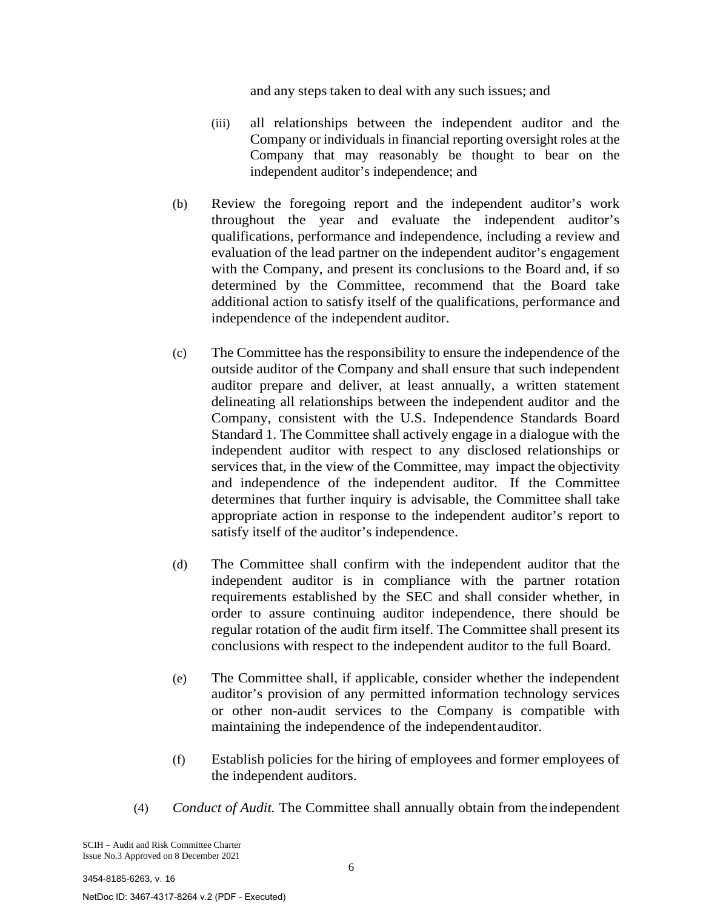and any steps taken to deal with any such issues; and

(iii) all relationships between the independent auditor and the Company or individuals in financial reporting oversight roles at the Company that may reasonably be thought to bear on the independent auditor's independence; and

(b) Review the foregoing report and the independent auditor's work throughout the year and evaluate the independent auditor's qualifications, performance and independence, including a review and evaluation of the lead partner on the independent auditor's engagement with the Company, and present its conclusions to the Board and, if so determined by the Committee, recommend that the Board take additional action to satisfy itself of the qualifications, performance and independence of the independent auditor.

(c) The Committee has the responsibility to ensure the independence of the outside auditor of the Company and shall ensure that such independent auditor prepare and deliver, at least annually, a written statement delineating all relationships between the independent auditor and the Company, consistent with the U.S. Independence Standards Board Standard 1. The Committee shall actively engage in a dialogue with the independent auditor with respect to any disclosed relationships or services that, in the view of the Committee, may impact the objectivity and independence of the independent auditor. If the Committee determines that further inquiry is advisable, the Committee shall take appropriate action in response to the independent auditor's report to satisfy itself of the auditor's independence.

(d) The Committee shall confirm with the independent auditor that the independent auditor is in compliance with the partner rotation requirements established by the SEC and shall consider whether, in order to assure continuing auditor independence, there should be regular rotation of the audit firm itself. The Committee shall present its conclusions with respect to the independent auditor to the full Board.

(e) The Committee shall, if applicable, consider whether the independent auditor's provision of any permitted information technology services or other non-audit services to the Company is compatible with maintaining the independence of the independent auditor.

(f) Establish policies for the hiring of employees and former employees of the independent auditors.

(4) *Conduct of Audit.* The Committee shall annually obtain from the independent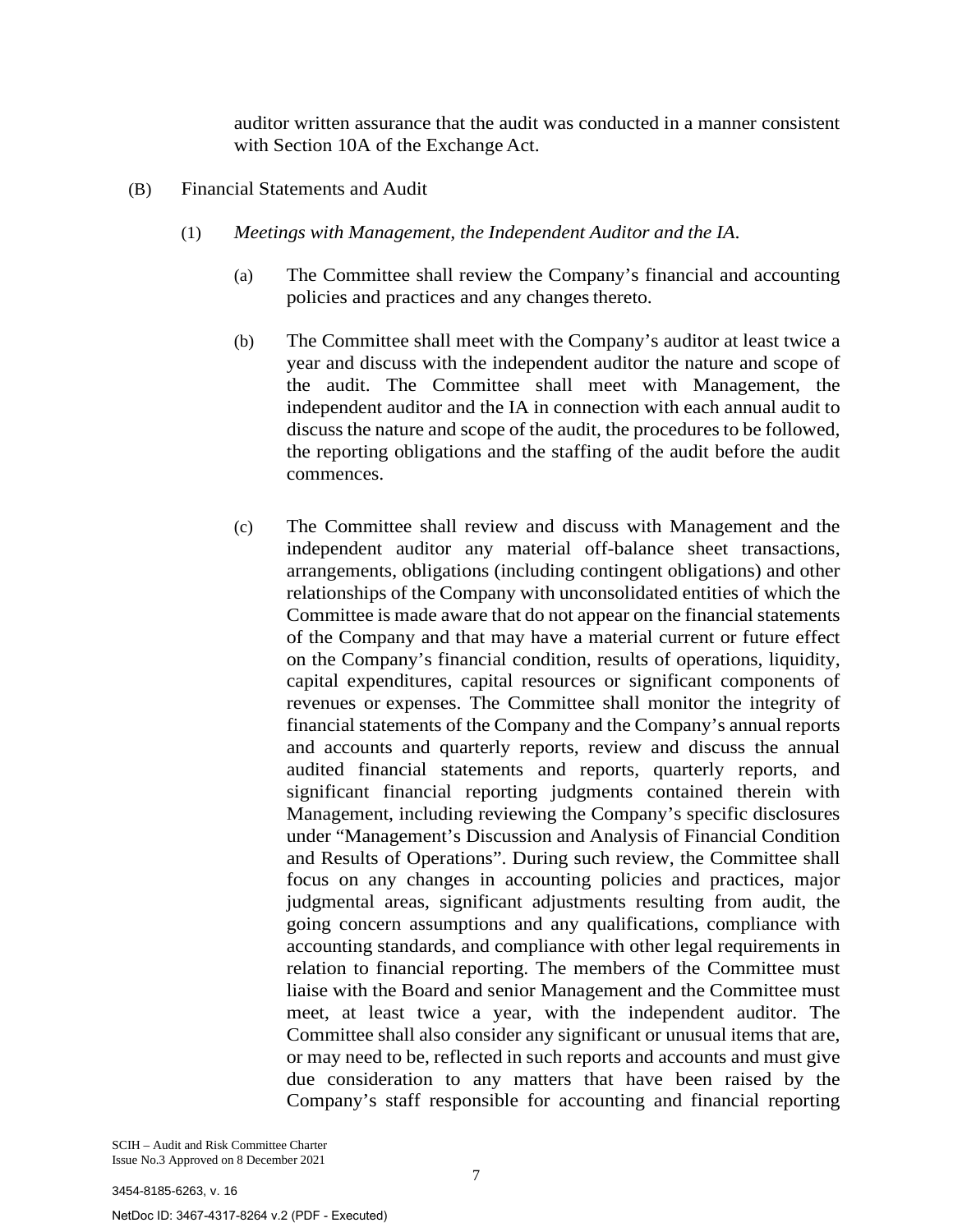auditor written assurance that the audit was conducted in a manner consistent with Section 10A of the Exchange Act.

(B) Financial Statements and Audit

(1) *Meetings with Management, the Independent Auditor and the IA.*

(a) The Committee shall review the Company's financial and accounting policies and practices and any changes thereto.

(b) The Committee shall meet with the Company's auditor at least twice a year and discuss with the independent auditor the nature and scope of the audit. The Committee shall meet with Management, the independent auditor and the IA in connection with each annual audit to discuss the nature and scope of the audit, the procedures to be followed, the reporting obligations and the staffing of the audit before the audit commences.

(c) The Committee shall review and discuss with Management and the independent auditor any material off-balance sheet transactions, arrangements, obligations (including contingent obligations) and other relationships of the Company with unconsolidated entities of which the Committee is made aware that do not appear on the financial statements of the Company and that may have a material current or future effect on the Company's financial condition, results of operations, liquidity, capital expenditures, capital resources or significant components of revenues or expenses. The Committee shall monitor the integrity of financial statements of the Company and the Company's annual reports and accounts and quarterly reports, review and discuss the annual audited financial statements and reports, quarterly reports, and significant financial reporting judgments contained therein with Management, including reviewing the Company's specific disclosures under "Management's Discussion and Analysis of Financial Condition and Results of Operations". During such review, the Committee shall focus on any changes in accounting policies and practices, major judgmental areas, significant adjustments resulting from audit, the going concern assumptions and any qualifications, compliance with accounting standards, and compliance with other legal requirements in relation to financial reporting. The members of the Committee must liaise with the Board and senior Management and the Committee must meet, at least twice a year, with the independent auditor. The Committee shall also consider any significant or unusual items that are, or may need to be, reflected in such reports and accounts and must give due consideration to any matters that have been raised by the Company's staff responsible for accounting and financial reporting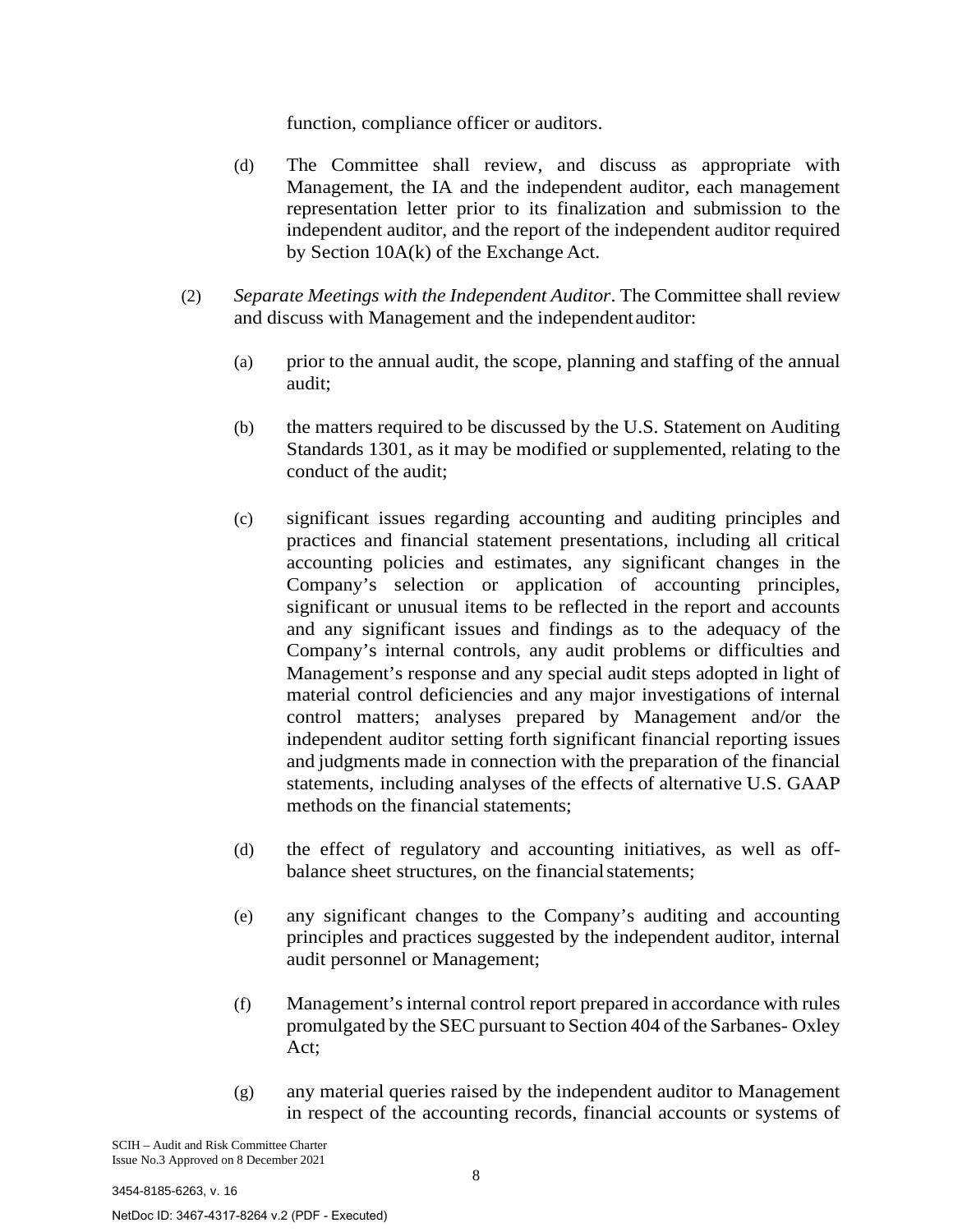function, compliance officer or auditors.

(d) The Committee shall review, and discuss as appropriate with Management, the IA and the independent auditor, each management representation letter prior to its finalization and submission to the independent auditor, and the report of the independent auditor required by Section 10A(k) of the Exchange Act.

(2) *Separate Meetings with the Independent Auditor*. The Committee shall review and discuss with Management and the independent auditor:

(a) prior to the annual audit, the scope, planning and staffing of the annual audit;

(b) the matters required to be discussed by the U.S. Statement on Auditing Standards 1301, as it may be modified or supplemented, relating to the conduct of the audit;

(c) significant issues regarding accounting and auditing principles and practices and financial statement presentations, including all critical accounting policies and estimates, any significant changes in the Company's selection or application of accounting principles, significant or unusual items to be reflected in the report and accounts and any significant issues and findings as to the adequacy of the Company's internal controls, any audit problems or difficulties and Management's response and any special audit steps adopted in light of material control deficiencies and any major investigations of internal control matters; analyses prepared by Management and/or the independent auditor setting forth significant financial reporting issues and judgments made in connection with the preparation of the financial statements, including analyses of the effects of alternative U.S. GAAP methods on the financial statements;

(d) the effect of regulatory and accounting initiatives, as well as off-balance sheet structures, on the financial statements;

(e) any significant changes to the Company's auditing and accounting principles and practices suggested by the independent auditor, internal audit personnel or Management;

(f) Management's internal control report prepared in accordance with rules promulgated by the SEC pursuant to Section 404 of the Sarbanes- Oxley Act;

(g) any material queries raised by the independent auditor to Management in respect of the accounting records, financial accounts or systems of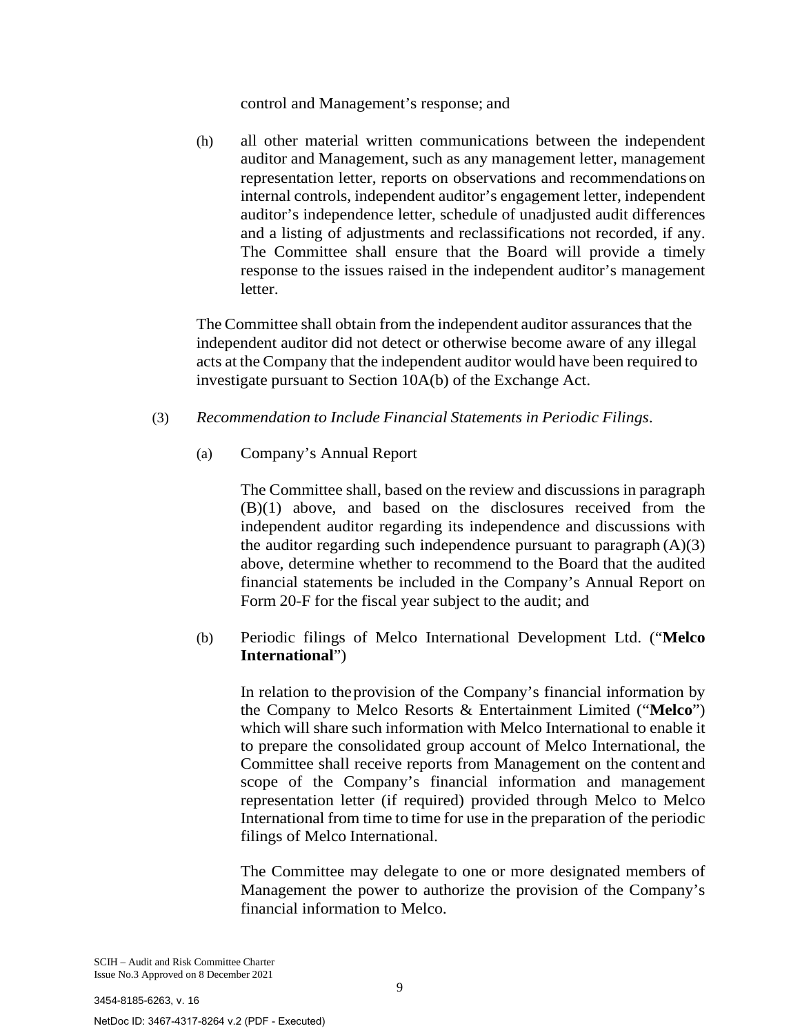control and Management's response; and

(h) all other material written communications between the independent auditor and Management, such as any management letter, management representation letter, reports on observations and recommendations on internal controls, independent auditor's engagement letter, independent auditor's independence letter, schedule of unadjusted audit differences and a listing of adjustments and reclassifications not recorded, if any. The Committee shall ensure that the Board will provide a timely response to the issues raised in the independent auditor's management letter.

The Committee shall obtain from the independent auditor assurances that the independent auditor did not detect or otherwise become aware of any illegal acts at the Company that the independent auditor would have been required to investigate pursuant to Section 10A(b) of the Exchange Act.

(3) *Recommendation to Include Financial Statements in Periodic Filings.*

(a) Company's Annual Report

The Committee shall, based on the review and discussions in paragraph (B)(1) above, and based on the disclosures received from the independent auditor regarding its independence and discussions with the auditor regarding such independence pursuant to paragraph (A)(3) above, determine whether to recommend to the Board that the audited financial statements be included in the Company's Annual Report on Form 20-F for the fiscal year subject to the audit; and

(b) Periodic filings of Melco International Development Ltd. ("**Melco International**")

In relation to the provision of the Company's financial information by the Company to Melco Resorts & Entertainment Limited ("**Melco**") which will share such information with Melco International to enable it to prepare the consolidated group account of Melco International, the Committee shall receive reports from Management on the content and scope of the Company's financial information and management representation letter (if required) provided through Melco to Melco International from time to time for use in the preparation of the periodic filings of Melco International.

The Committee may delegate to one or more designated members of Management the power to authorize the provision of the Company's financial information to Melco.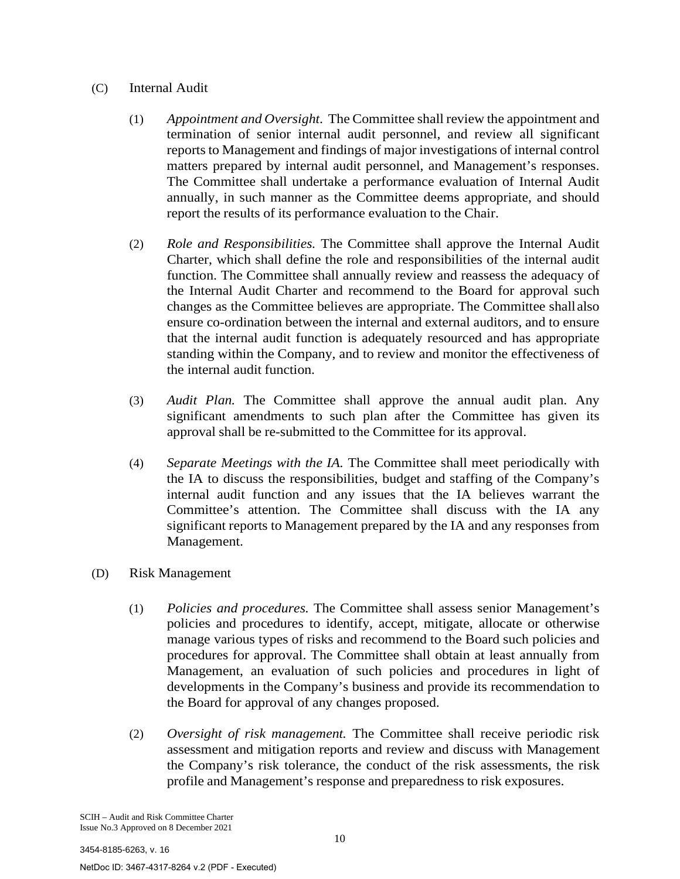(C) Internal Audit

(1) *Appointment and Oversight*. The Committee shall review the appointment and termination of senior internal audit personnel, and review all significant reports to Management and findings of major investigations of internal control matters prepared by internal audit personnel, and Management's responses. The Committee shall undertake a performance evaluation of Internal Audit annually, in such manner as the Committee deems appropriate, and should report the results of its performance evaluation to the Chair.

(2) *Role and Responsibilities.* The Committee shall approve the Internal Audit Charter, which shall define the role and responsibilities of the internal audit function. The Committee shall annually review and reassess the adequacy of the Internal Audit Charter and recommend to the Board for approval such changes as the Committee believes are appropriate. The Committee shall also ensure co-ordination between the internal and external auditors, and to ensure that the internal audit function is adequately resourced and has appropriate standing within the Company, and to review and monitor the effectiveness of the internal audit function.

(3) *Audit Plan.* The Committee shall approve the annual audit plan. Any significant amendments to such plan after the Committee has given its approval shall be re-submitted to the Committee for its approval.

(4) *Separate Meetings with the IA.* The Committee shall meet periodically with the IA to discuss the responsibilities, budget and staffing of the Company's internal audit function and any issues that the IA believes warrant the Committee's attention. The Committee shall discuss with the IA any significant reports to Management prepared by the IA and any responses from Management.

(D) Risk Management

(1) *Policies and procedures.* The Committee shall assess senior Management's policies and procedures to identify, accept, mitigate, allocate or otherwise manage various types of risks and recommend to the Board such policies and procedures for approval. The Committee shall obtain at least annually from Management, an evaluation of such policies and procedures in light of developments in the Company's business and provide its recommendation to the Board for approval of any changes proposed.

(2) *Oversight of risk management.* The Committee shall receive periodic risk assessment and mitigation reports and review and discuss with Management the Company's risk tolerance, the conduct of the risk assessments, the risk profile and Management's response and preparedness to risk exposures.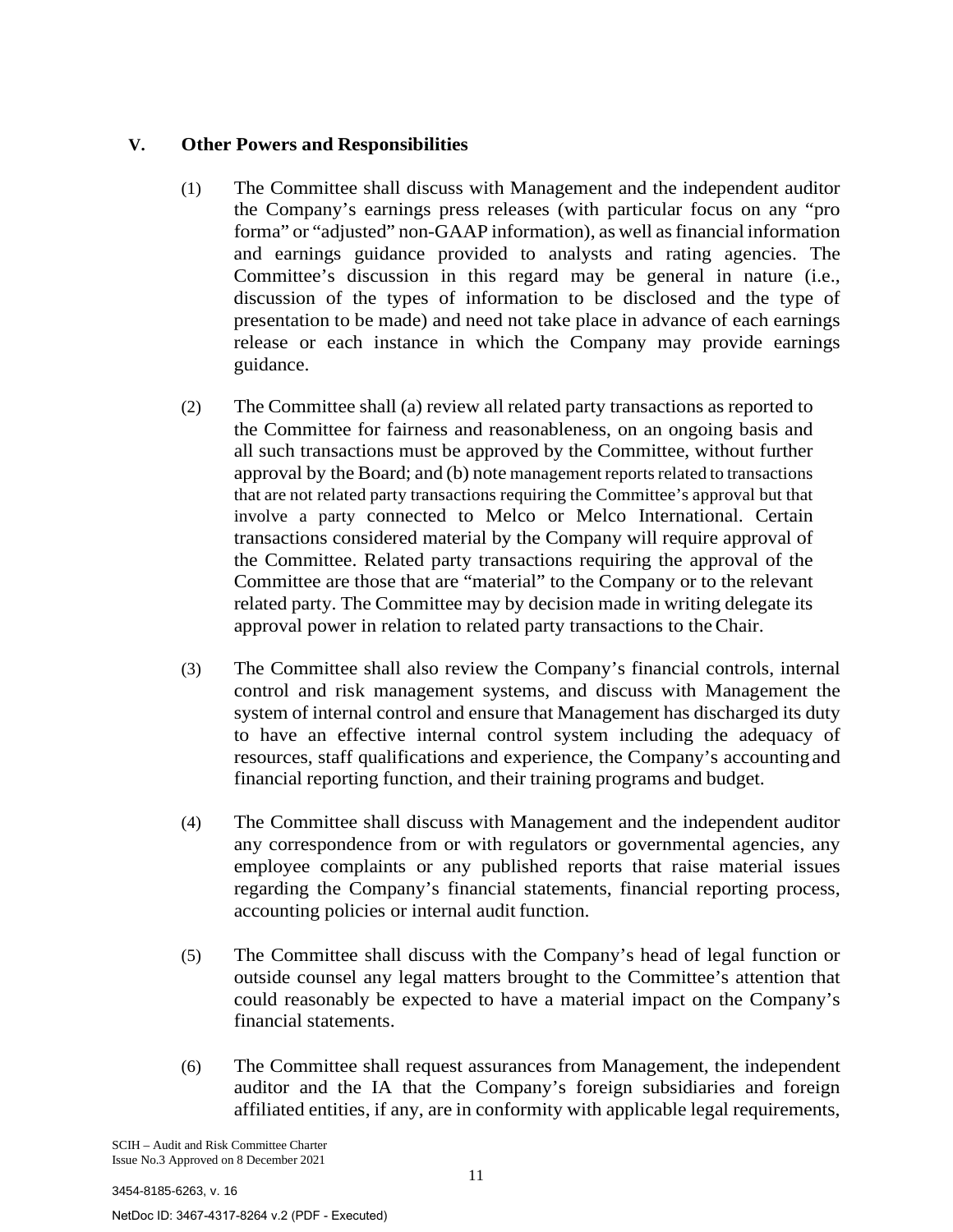## V. Other Powers and Responsibilities

(1) The Committee shall discuss with Management and the independent auditor the Company's earnings press releases (with particular focus on any "pro forma" or "adjusted" non-GAAP information), as well as financial information and earnings guidance provided to analysts and rating agencies. The Committee's discussion in this regard may be general in nature (i.e., discussion of the types of information to be disclosed and the type of presentation to be made) and need not take place in advance of each earnings release or each instance in which the Company may provide earnings guidance.

(2) The Committee shall (a) review all related party transactions as reported to the Committee for fairness and reasonableness, on an ongoing basis and all such transactions must be approved by the Committee, without further approval by the Board; and (b) note management reports related to transactions that are not related party transactions requiring the Committee's approval but that involve a party connected to Melco or Melco International. Certain transactions considered material by the Company will require approval of the Committee. Related party transactions requiring the approval of the Committee are those that are "material" to the Company or to the relevant related party. The Committee may by decision made in writing delegate its approval power in relation to related party transactions to the Chair.

(3) The Committee shall also review the Company's financial controls, internal control and risk management systems, and discuss with Management the system of internal control and ensure that Management has discharged its duty to have an effective internal control system including the adequacy of resources, staff qualifications and experience, the Company's accounting and financial reporting function, and their training programs and budget.

(4) The Committee shall discuss with Management and the independent auditor any correspondence from or with regulators or governmental agencies, any employee complaints or any published reports that raise material issues regarding the Company's financial statements, financial reporting process, accounting policies or internal audit function.

(5) The Committee shall discuss with the Company's head of legal function or outside counsel any legal matters brought to the Committee's attention that could reasonably be expected to have a material impact on the Company's financial statements.

(6) The Committee shall request assurances from Management, the independent auditor and the IA that the Company's foreign subsidiaries and foreign affiliated entities, if any, are in conformity with applicable legal requirements,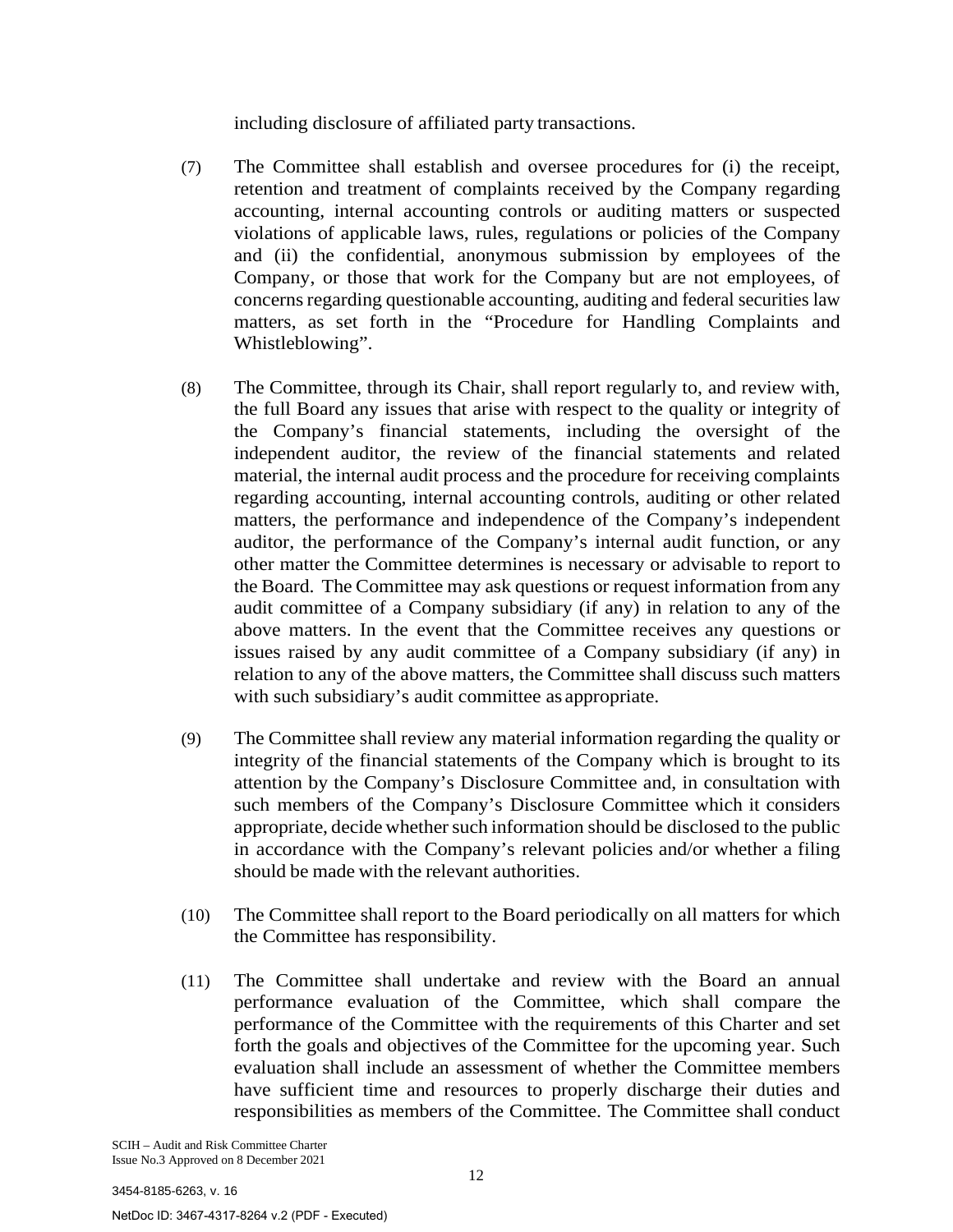including disclosure of affiliated party transactions.

(7) The Committee shall establish and oversee procedures for (i) the receipt, retention and treatment of complaints received by the Company regarding accounting, internal accounting controls or auditing matters or suspected violations of applicable laws, rules, regulations or policies of the Company and (ii) the confidential, anonymous submission by employees of the Company, or those that work for the Company but are not employees, of concerns regarding questionable accounting, auditing and federal securities law matters, as set forth in the "Procedure for Handling Complaints and Whistleblowing".

(8) The Committee, through its Chair, shall report regularly to, and review with, the full Board any issues that arise with respect to the quality or integrity of the Company's financial statements, including the oversight of the independent auditor, the review of the financial statements and related material, the internal audit process and the procedure for receiving complaints regarding accounting, internal accounting controls, auditing or other related matters, the performance and independence of the Company's independent auditor, the performance of the Company's internal audit function, or any other matter the Committee determines is necessary or advisable to report to the Board. The Committee may ask questions or request information from any audit committee of a Company subsidiary (if any) in relation to any of the above matters. In the event that the Committee receives any questions or issues raised by any audit committee of a Company subsidiary (if any) in relation to any of the above matters, the Committee shall discuss such matters with such subsidiary's audit committee as appropriate.

(9) The Committee shall review any material information regarding the quality or integrity of the financial statements of the Company which is brought to its attention by the Company's Disclosure Committee and, in consultation with such members of the Company's Disclosure Committee which it considers appropriate, decide whether such information should be disclosed to the public in accordance with the Company's relevant policies and/or whether a filing should be made with the relevant authorities.

(10) The Committee shall report to the Board periodically on all matters for which the Committee has responsibility.

(11) The Committee shall undertake and review with the Board an annual performance evaluation of the Committee, which shall compare the performance of the Committee with the requirements of this Charter and set forth the goals and objectives of the Committee for the upcoming year. Such evaluation shall include an assessment of whether the Committee members have sufficient time and resources to properly discharge their duties and responsibilities as members of the Committee. The Committee shall conduct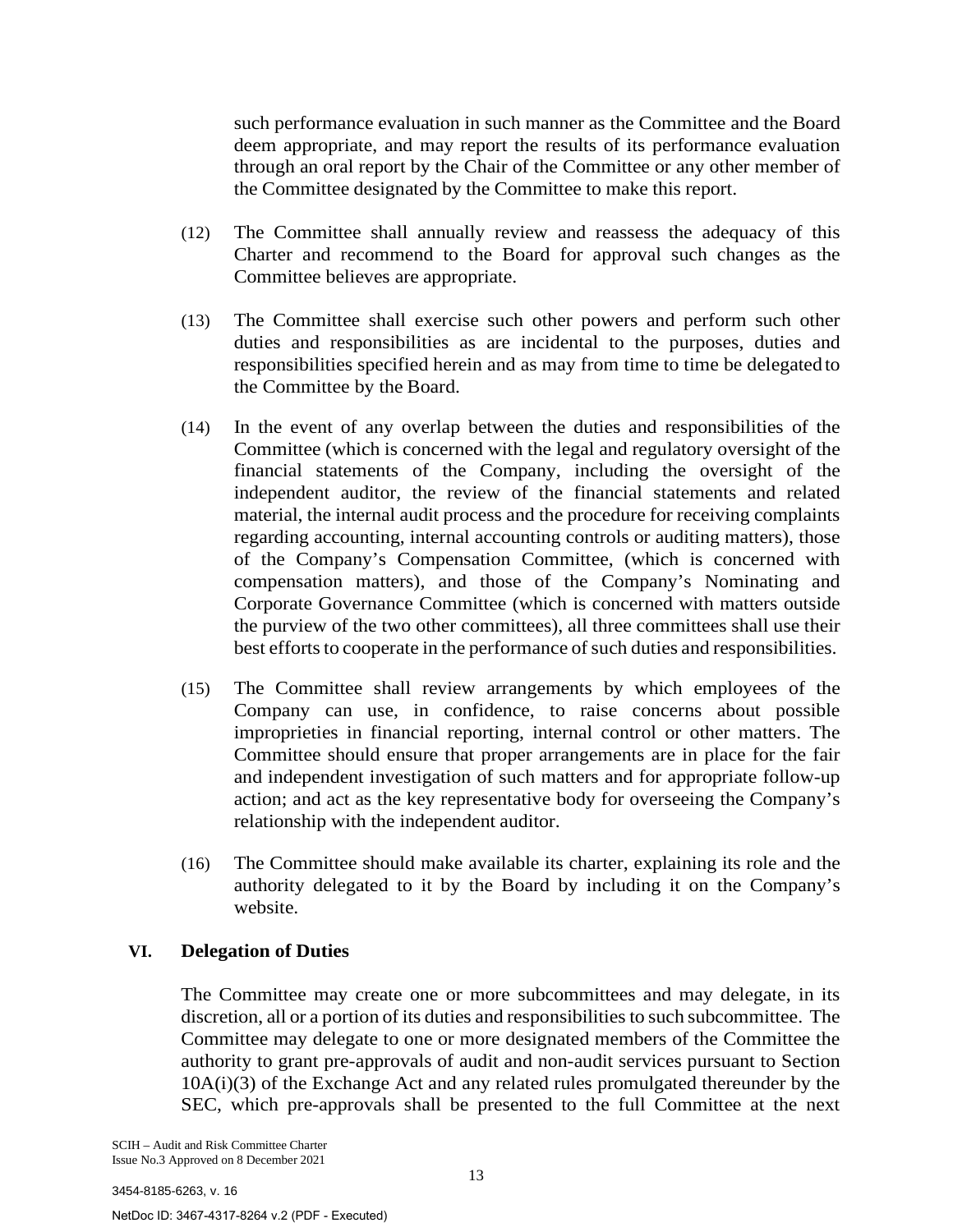such performance evaluation in such manner as the Committee and the Board deem appropriate, and may report the results of its performance evaluation through an oral report by the Chair of the Committee or any other member of the Committee designated by the Committee to make this report.

(12) The Committee shall annually review and reassess the adequacy of this Charter and recommend to the Board for approval such changes as the Committee believes are appropriate.

(13) The Committee shall exercise such other powers and perform such other duties and responsibilities as are incidental to the purposes, duties and responsibilities specified herein and as may from time to time be delegated to the Committee by the Board.

(14) In the event of any overlap between the duties and responsibilities of the Committee (which is concerned with the legal and regulatory oversight of the financial statements of the Company, including the oversight of the independent auditor, the review of the financial statements and related material, the internal audit process and the procedure for receiving complaints regarding accounting, internal accounting controls or auditing matters), those of the Company's Compensation Committee, (which is concerned with compensation matters), and those of the Company's Nominating and Corporate Governance Committee (which is concerned with matters outside the purview of the two other committees), all three committees shall use their best efforts to cooperate in the performance of such duties and responsibilities.

(15) The Committee shall review arrangements by which employees of the Company can use, in confidence, to raise concerns about possible improprieties in financial reporting, internal control or other matters. The Committee should ensure that proper arrangements are in place for the fair and independent investigation of such matters and for appropriate follow-up action; and act as the key representative body for overseeing the Company's relationship with the independent auditor.

(16) The Committee should make available its charter, explaining its role and the authority delegated to it by the Board by including it on the Company's website.

## VI. Delegation of Duties

The Committee may create one or more subcommittees and may delegate, in its discretion, all or a portion of its duties and responsibilities to such subcommittee. The Committee may delegate to one or more designated members of the Committee the authority to grant pre-approvals of audit and non-audit services pursuant to Section 10A(i)(3) of the Exchange Act and any related rules promulgated thereunder by the SEC, which pre-approvals shall be presented to the full Committee at the next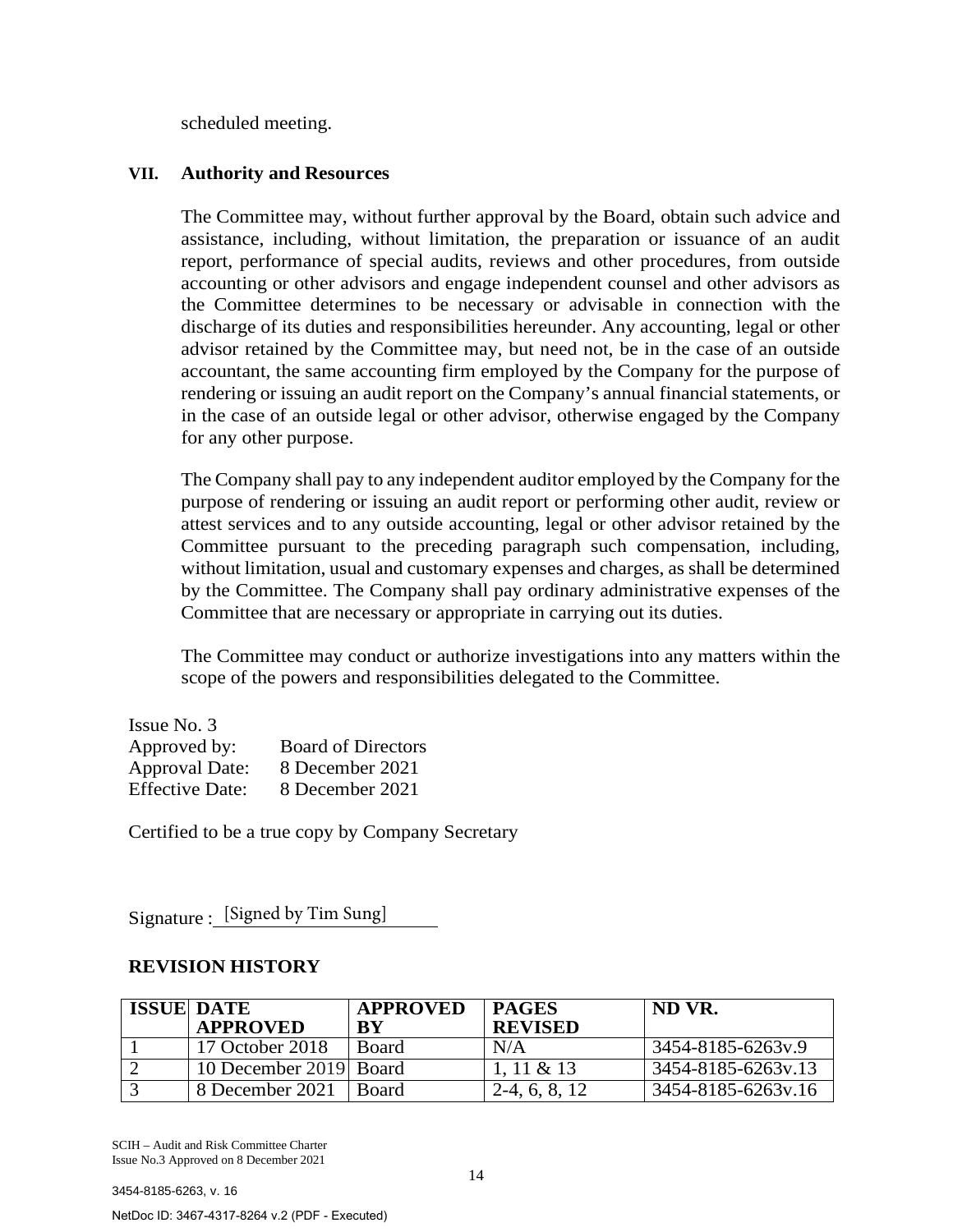scheduled meeting.

## VII. Authority and Resources

The Committee may, without further approval by the Board, obtain such advice and assistance, including, without limitation, the preparation or issuance of an audit report, performance of special audits, reviews and other procedures, from outside accounting or other advisors and engage independent counsel and other advisors as the Committee determines to be necessary or advisable in connection with the discharge of its duties and responsibilities hereunder. Any accounting, legal or other advisor retained by the Committee may, but need not, be in the case of an outside accountant, the same accounting firm employed by the Company for the purpose of rendering or issuing an audit report on the Company's annual financial statements, or in the case of an outside legal or other advisor, otherwise engaged by the Company for any other purpose.

The Company shall pay to any independent auditor employed by the Company for the purpose of rendering or issuing an audit report or performing other audit, review or attest services and to any outside accounting, legal or other advisor retained by the Committee pursuant to the preceding paragraph such compensation, including, without limitation, usual and customary expenses and charges, as shall be determined by the Committee. The Company shall pay ordinary administrative expenses of the Committee that are necessary or appropriate in carrying out its duties.

The Committee may conduct or authorize investigations into any matters within the scope of the powers and responsibilities delegated to the Committee.

Issue No. 3
Approved by: Board of Directors
Approval Date: 8 December 2021
Effective Date: 8 December 2021

Certified to be a true copy by Company Secretary

Signature : [Signed by Tim Sung]

**REVISION HISTORY**

| ISSUE | DATE APPROVED | APPROVED BY | PAGES REVISED | ND VR. |
|---|---|---|---|---|
| 1 | 17 October 2018 | Board | N/A | 3454-8185-6263v.9 |
| 2 | 10 December 2019 | Board | 1, 11 & 13 | 3454-8185-6263v.13 |
| 3 | 8 December 2021 | Board | 2-4, 6, 8, 12 | 3454-8185-6263v.16 |